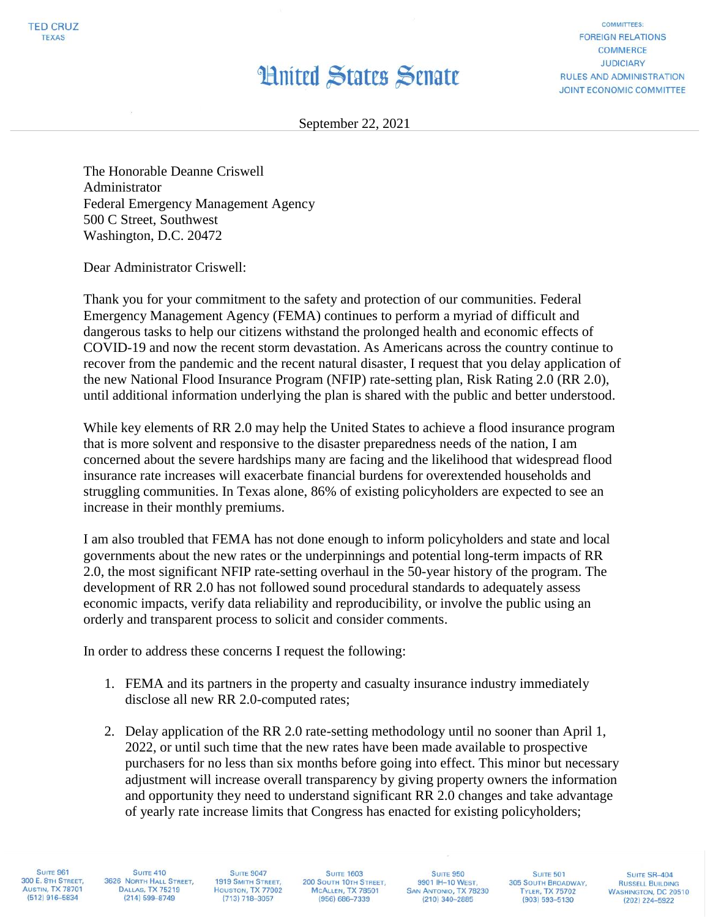TED CRUZ
TEXAS

# United States Senate

COMMITTEES:
FOREIGN RELATIONS
COMMERCE
JUDICIARY
RULES AND ADMINISTRATION
JOINT ECONOMIC COMMITTEE

September 22, 2021

The Honorable Deanne Criswell
Administrator
Federal Emergency Management Agency
500 C Street, Southwest
Washington, D.C. 20472

Dear Administrator Criswell:

Thank you for your commitment to the safety and protection of our communities. Federal Emergency Management Agency (FEMA) continues to perform a myriad of difficult and dangerous tasks to help our citizens withstand the prolonged health and economic effects of COVID-19 and now the recent storm devastation. As Americans across the country continue to recover from the pandemic and the recent natural disaster, I request that you delay application of the new National Flood Insurance Program (NFIP) rate-setting plan, Risk Rating 2.0 (RR 2.0), until additional information underlying the plan is shared with the public and better understood.

While key elements of RR 2.0 may help the United States to achieve a flood insurance program that is more solvent and responsive to the disaster preparedness needs of the nation, I am concerned about the severe hardships many are facing and the likelihood that widespread flood insurance rate increases will exacerbate financial burdens for overextended households and struggling communities. In Texas alone, 86% of existing policyholders are expected to see an increase in their monthly premiums.

I am also troubled that FEMA has not done enough to inform policyholders and state and local governments about the new rates or the underpinnings and potential long-term impacts of RR 2.0, the most significant NFIP rate-setting overhaul in the 50-year history of the program. The development of RR 2.0 has not followed sound procedural standards to adequately assess economic impacts, verify data reliability and reproducibility, or involve the public using an orderly and transparent process to solicit and consider comments.

In order to address these concerns I request the following:

1. FEMA and its partners in the property and casualty insurance industry immediately disclose all new RR 2.0-computed rates;

2. Delay application of the RR 2.0 rate-setting methodology until no sooner than April 1, 2022, or until such time that the new rates have been made available to prospective purchasers for no less than six months before going into effect. This minor but necessary adjustment will increase overall transparency by giving property owners the information and opportunity they need to understand significant RR 2.0 changes and take advantage of yearly rate increase limits that Congress has enacted for existing policyholders;

SUITE 961, 300 E. 8TH STREET, AUSTIN, TX 78701, (512) 916-5834 | SUITE 410, 3626 NORTH HALL STREET, DALLAS, TX 75219, (214) 599-8749 | SUITE 9047, 1919 SMITH STREET, HOUSTON, TX 77002, (713) 718-3057 | SUITE 1603, 200 SOUTH 10TH STREET, MCALLEN, TX 78501, (956) 686-7339 | SUITE 950, 9901 IH-10 WEST, SAN ANTONIO, TX 78230, (210) 340-2885 | SUITE 501, 305 SOUTH BROADWAY, TYLER, TX 75702, (903) 593-5130 | SUITE SR-404, RUSSELL BUILDING, WASHINGTON, DC 20510, (202) 224-5922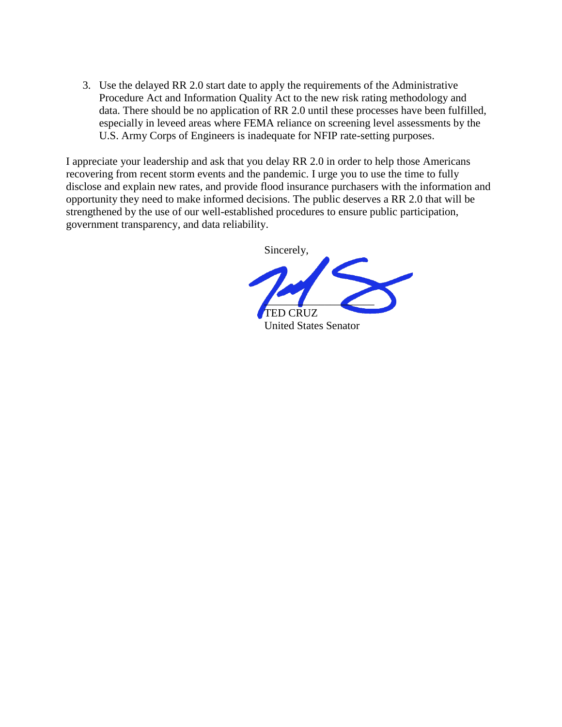3. Use the delayed RR 2.0 start date to apply the requirements of the Administrative Procedure Act and Information Quality Act to the new risk rating methodology and data. There should be no application of RR 2.0 until these processes have been fulfilled, especially in leveed areas where FEMA reliance on screening level assessments by the U.S. Army Corps of Engineers is inadequate for NFIP rate-setting purposes.

I appreciate your leadership and ask that you delay RR 2.0 in order to help those Americans recovering from recent storm events and the pandemic. I urge you to use the time to fully disclose and explain new rates, and provide flood insurance purchasers with the information and opportunity they need to make informed decisions. The public deserves a RR 2.0 that will be strengthened by the use of our well-established procedures to ensure public participation, government transparency, and data reliability.

Sincerely,

TED CRUZ
United States Senator